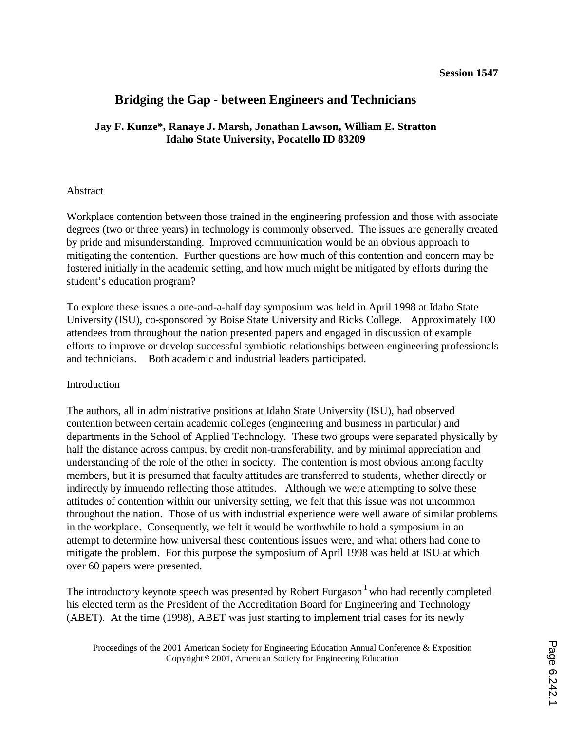**Session 1547**

# Bridging the Gap - between Engineers and Technicians

**Jay F. Kunze\*, Ranaye J. Marsh, Jonathan Lawson, William E. Stratton**
**Idaho State University, Pocatello ID 83209**

## Abstract

Workplace contention between those trained in the engineering profession and those with associate degrees (two or three years) in technology is commonly observed. The issues are generally created by pride and misunderstanding. Improved communication would be an obvious approach to mitigating the contention. Further questions are how much of this contention and concern may be fostered initially in the academic setting, and how much might be mitigated by efforts during the student's education program?

To explore these issues a one-and-a-half day symposium was held in April 1998 at Idaho State University (ISU), co-sponsored by Boise State University and Ricks College. Approximately 100 attendees from throughout the nation presented papers and engaged in discussion of example efforts to improve or develop successful symbiotic relationships between engineering professionals and technicians. Both academic and industrial leaders participated.

## Introduction

The authors, all in administrative positions at Idaho State University (ISU), had observed contention between certain academic colleges (engineering and business in particular) and departments in the School of Applied Technology. These two groups were separated physically by half the distance across campus, by credit non-transferability, and by minimal appreciation and understanding of the role of the other in society. The contention is most obvious among faculty members, but it is presumed that faculty attitudes are transferred to students, whether directly or indirectly by innuendo reflecting those attitudes. Although we were attempting to solve these attitudes of contention within our university setting, we felt that this issue was not uncommon throughout the nation. Those of us with industrial experience were well aware of similar problems in the workplace. Consequently, we felt it would be worthwhile to hold a symposium in an attempt to determine how universal these contentious issues were, and what others had done to mitigate the problem. For this purpose the symposium of April 1998 was held at ISU at which over 60 papers were presented.

The introductory keynote speech was presented by Robert Furgason [1] who had recently completed his elected term as the President of the Accreditation Board for Engineering and Technology (ABET). At the time (1998), ABET was just starting to implement trial cases for its newly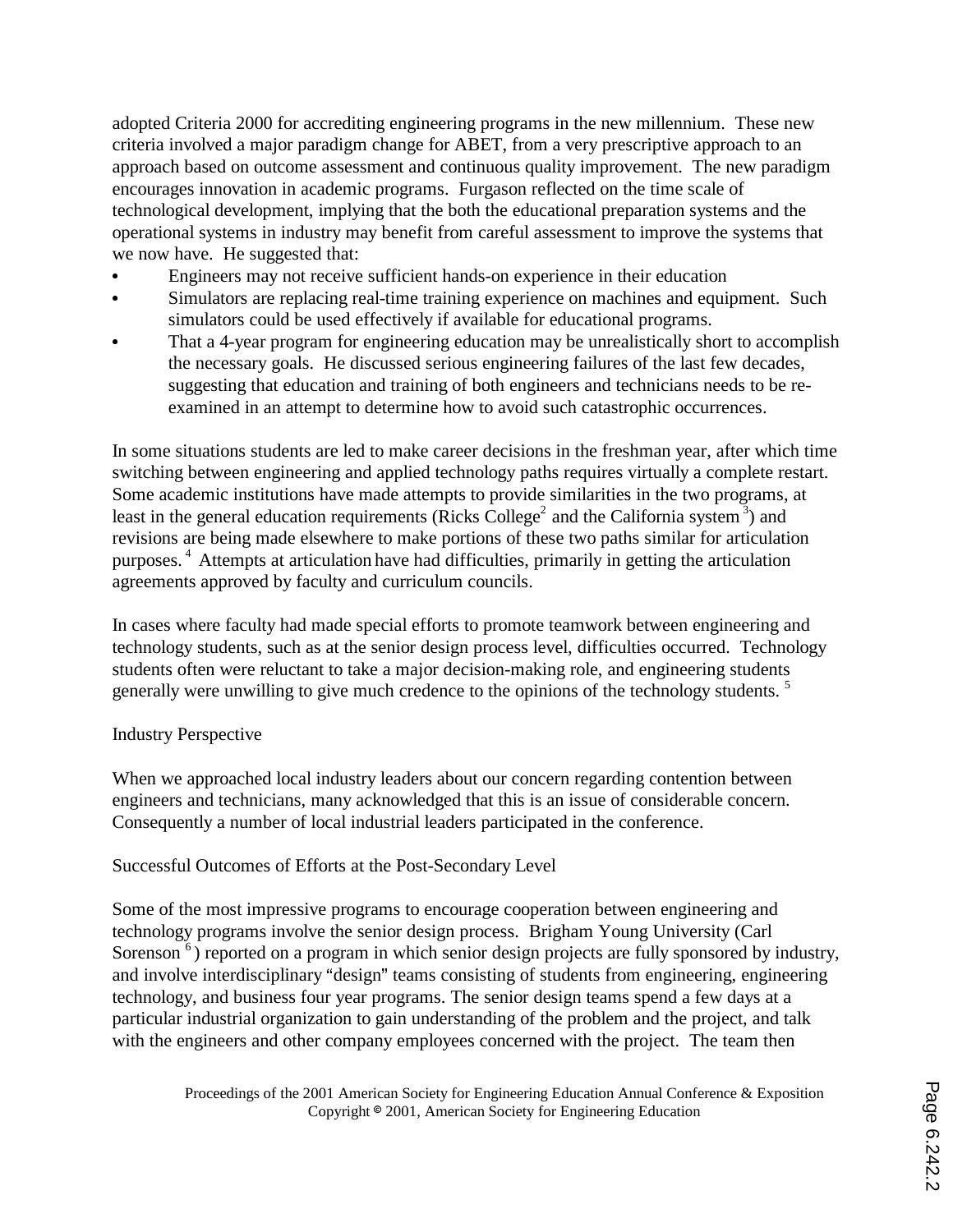adopted Criteria 2000 for accrediting engineering programs in the new millennium. These new criteria involved a major paradigm change for ABET, from a very prescriptive approach to an approach based on outcome assessment and continuous quality improvement. The new paradigm encourages innovation in academic programs. Furgason reflected on the time scale of technological development, implying that the both the educational preparation systems and the operational systems in industry may benefit from careful assessment to improve the systems that we now have. He suggested that:

- Engineers may not receive sufficient hands-on experience in their education
- Simulators are replacing real-time training experience on machines and equipment. Such simulators could be used effectively if available for educational programs.
- That a 4-year program for engineering education may be unrealistically short to accomplish the necessary goals. He discussed serious engineering failures of the last few decades, suggesting that education and training of both engineers and technicians needs to be re-examined in an attempt to determine how to avoid such catastrophic occurrences.

In some situations students are led to make career decisions in the freshman year, after which time switching between engineering and applied technology paths requires virtually a complete restart. Some academic institutions have made attempts to provide similarities in the two programs, at least in the general education requirements (Ricks College[2] and the California system[3]) and revisions are being made elsewhere to make portions of these two paths similar for articulation purposes.[4] Attempts at articulation have had difficulties, primarily in getting the articulation agreements approved by faculty and curriculum councils.

In cases where faculty had made special efforts to promote teamwork between engineering and technology students, such as at the senior design process level, difficulties occurred. Technology students often were reluctant to take a major decision-making role, and engineering students generally were unwilling to give much credence to the opinions of the technology students.[5]

## Industry Perspective

When we approached local industry leaders about our concern regarding contention between engineers and technicians, many acknowledged that this is an issue of considerable concern. Consequently a number of local industrial leaders participated in the conference.

## Successful Outcomes of Efforts at the Post-Secondary Level

Some of the most impressive programs to encourage cooperation between engineering and technology programs involve the senior design process. Brigham Young University (Carl Sorenson[6]) reported on a program in which senior design projects are fully sponsored by industry, and involve interdisciplinary "design" teams consisting of students from engineering, engineering technology, and business four year programs. The senior design teams spend a few days at a particular industrial organization to gain understanding of the problem and the project, and talk with the engineers and other company employees concerned with the project. The team then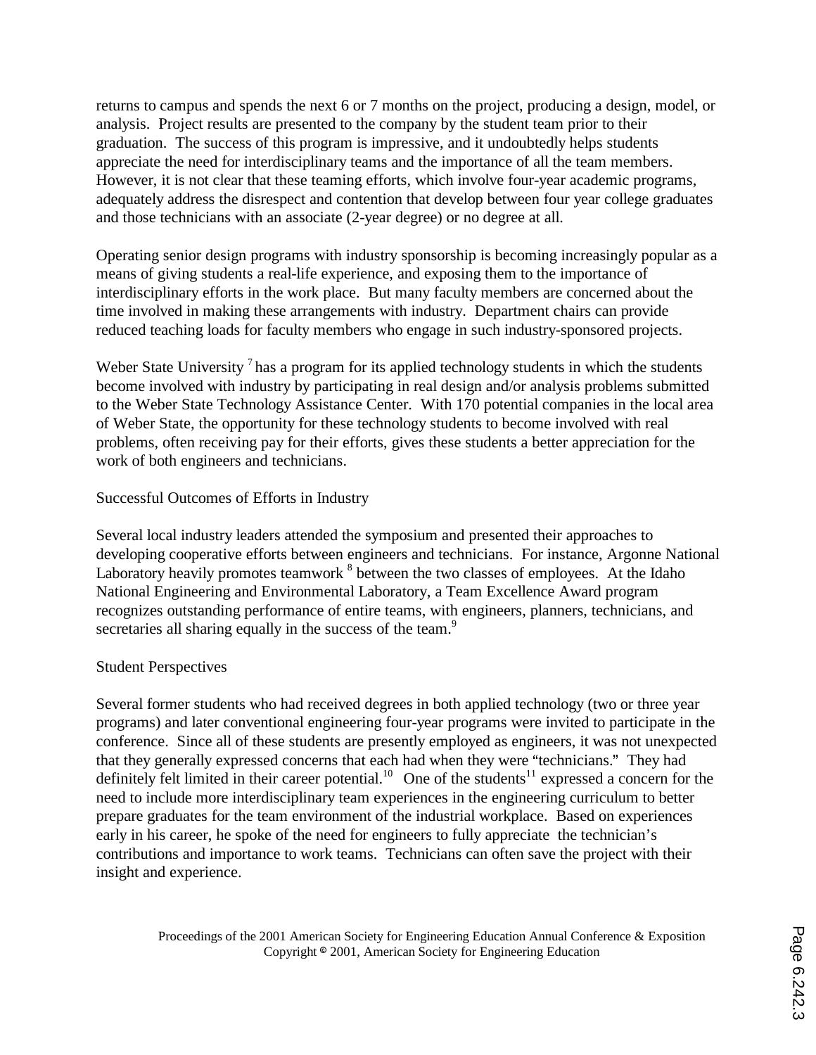returns to campus and spends the next 6 or 7 months on the project, producing a design, model, or analysis. Project results are presented to the company by the student team prior to their graduation. The success of this program is impressive, and it undoubtedly helps students appreciate the need for interdisciplinary teams and the importance of all the team members. However, it is not clear that these teaming efforts, which involve four-year academic programs, adequately address the disrespect and contention that develop between four year college graduates and those technicians with an associate (2-year degree) or no degree at all.

Operating senior design programs with industry sponsorship is becoming increasingly popular as a means of giving students a real-life experience, and exposing them to the importance of interdisciplinary efforts in the work place. But many faculty members are concerned about the time involved in making these arrangements with industry. Department chairs can provide reduced teaching loads for faculty members who engage in such industry-sponsored projects.

Weber State University [7] has a program for its applied technology students in which the students become involved with industry by participating in real design and/or analysis problems submitted to the Weber State Technology Assistance Center. With 170 potential companies in the local area of Weber State, the opportunity for these technology students to become involved with real problems, often receiving pay for their efforts, gives these students a better appreciation for the work of both engineers and technicians.

## Successful Outcomes of Efforts in Industry

Several local industry leaders attended the symposium and presented their approaches to developing cooperative efforts between engineers and technicians. For instance, Argonne National Laboratory heavily promotes teamwork [8] between the two classes of employees. At the Idaho National Engineering and Environmental Laboratory, a Team Excellence Award program recognizes outstanding performance of entire teams, with engineers, planners, technicians, and secretaries all sharing equally in the success of the team.[9]

## Student Perspectives

Several former students who had received degrees in both applied technology (two or three year programs) and later conventional engineering four-year programs were invited to participate in the conference. Since all of these students are presently employed as engineers, it was not unexpected that they generally expressed concerns that each had when they were "technicians." They had definitely felt limited in their career potential.[10] One of the students[11] expressed a concern for the need to include more interdisciplinary team experiences in the engineering curriculum to better prepare graduates for the team environment of the industrial workplace. Based on experiences early in his career, he spoke of the need for engineers to fully appreciate the technician's contributions and importance to work teams. Technicians can often save the project with their insight and experience.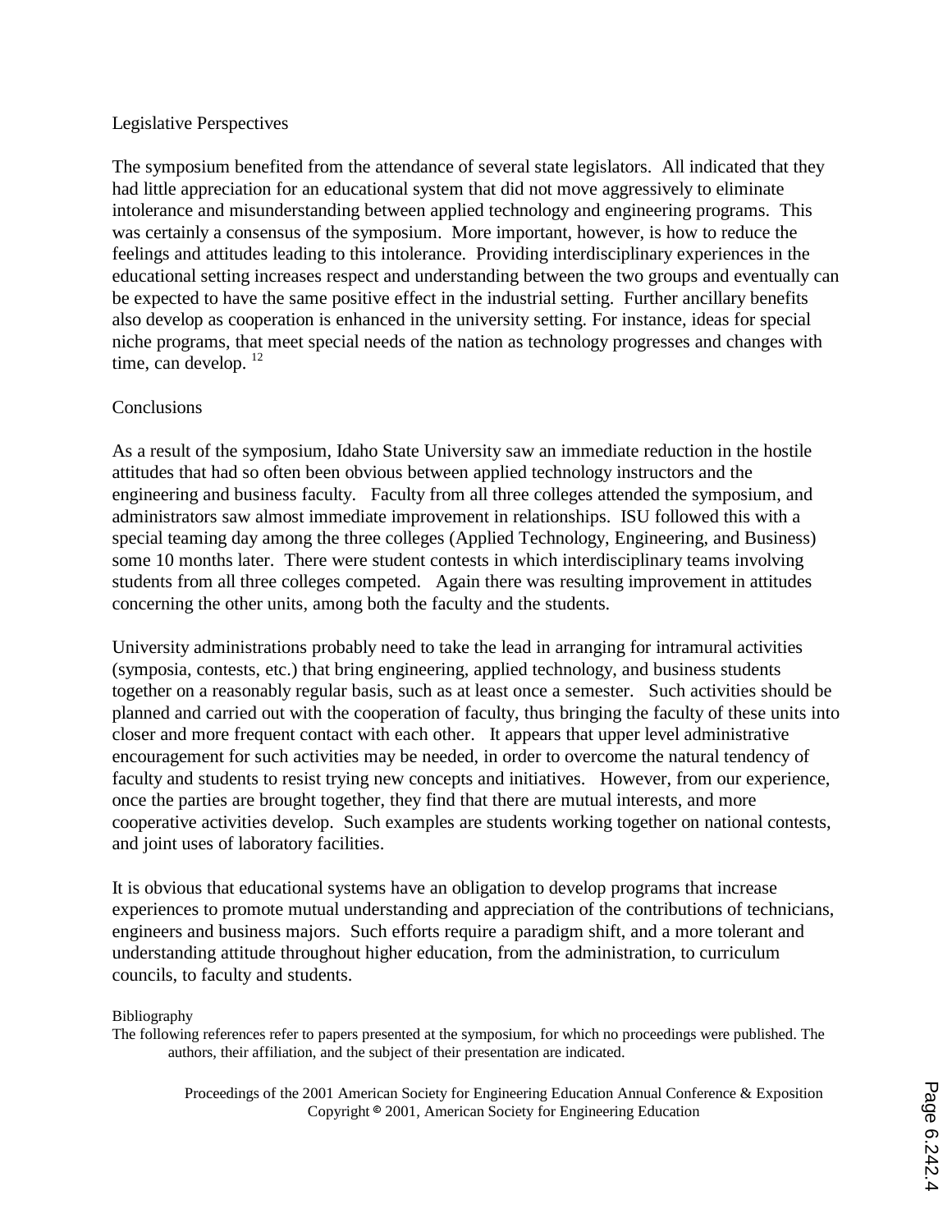## Legislative Perspectives

The symposium benefited from the attendance of several state legislators. All indicated that they had little appreciation for an educational system that did not move aggressively to eliminate intolerance and misunderstanding between applied technology and engineering programs. This was certainly a consensus of the symposium. More important, however, is how to reduce the feelings and attitudes leading to this intolerance. Providing interdisciplinary experiences in the educational setting increases respect and understanding between the two groups and eventually can be expected to have the same positive effect in the industrial setting. Further ancillary benefits also develop as cooperation is enhanced in the university setting. For instance, ideas for special niche programs, that meet special needs of the nation as technology progresses and changes with time, can develop. [12]

## Conclusions

As a result of the symposium, Idaho State University saw an immediate reduction in the hostile attitudes that had so often been obvious between applied technology instructors and the engineering and business faculty. Faculty from all three colleges attended the symposium, and administrators saw almost immediate improvement in relationships. ISU followed this with a special teaming day among the three colleges (Applied Technology, Engineering, and Business) some 10 months later. There were student contests in which interdisciplinary teams involving students from all three colleges competed. Again there was resulting improvement in attitudes concerning the other units, among both the faculty and the students.

University administrations probably need to take the lead in arranging for intramural activities (symposia, contests, etc.) that bring engineering, applied technology, and business students together on a reasonably regular basis, such as at least once a semester. Such activities should be planned and carried out with the cooperation of faculty, thus bringing the faculty of these units into closer and more frequent contact with each other. It appears that upper level administrative encouragement for such activities may be needed, in order to overcome the natural tendency of faculty and students to resist trying new concepts and initiatives. However, from our experience, once the parties are brought together, they find that there are mutual interests, and more cooperative activities develop. Such examples are students working together on national contests, and joint uses of laboratory facilities.

It is obvious that educational systems have an obligation to develop programs that increase experiences to promote mutual understanding and appreciation of the contributions of technicians, engineers and business majors. Such efforts require a paradigm shift, and a more tolerant and understanding attitude throughout higher education, from the administration, to curriculum councils, to faculty and students.

## Bibliography

The following references refer to papers presented at the symposium, for which no proceedings were published. The authors, their affiliation, and the subject of their presentation are indicated.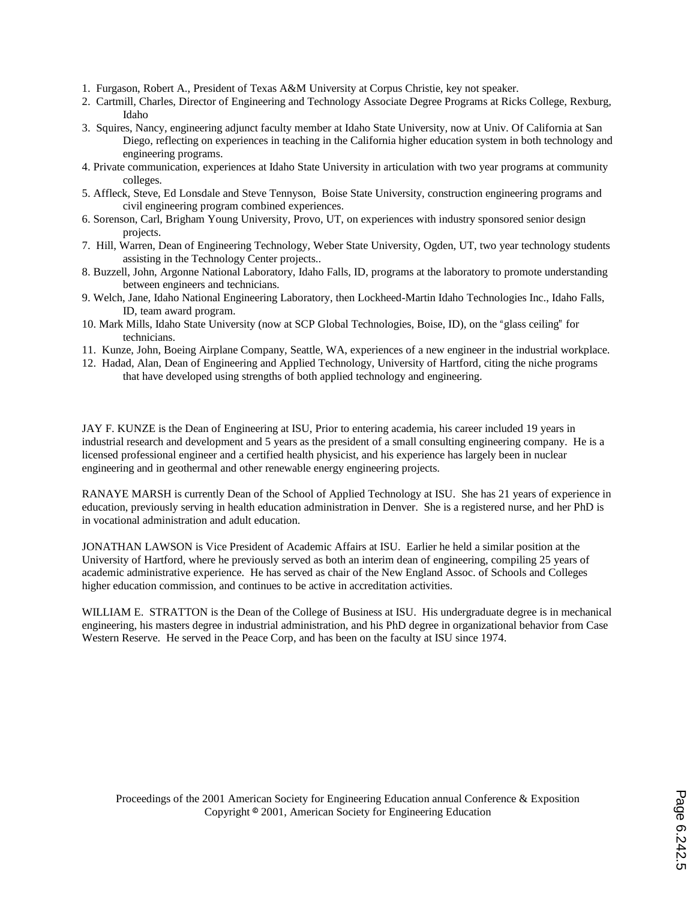1. Furgason, Robert A., President of Texas A&M University at Corpus Christie, key not speaker.
2. Cartmill, Charles, Director of Engineering and Technology Associate Degree Programs at Ricks College, Rexburg, Idaho
3. Squires, Nancy, engineering adjunct faculty member at Idaho State University, now at Univ. Of California at San Diego, reflecting on experiences in teaching in the California higher education system in both technology and engineering programs.
4. Private communication, experiences at Idaho State University in articulation with two year programs at community colleges.
5. Affleck, Steve, Ed Lonsdale and Steve Tennyson, Boise State University, construction engineering programs and civil engineering program combined experiences.
6. Sorenson, Carl, Brigham Young University, Provo, UT, on experiences with industry sponsored senior design projects.
7. Hill, Warren, Dean of Engineering Technology, Weber State University, Ogden, UT, two year technology students assisting in the Technology Center projects..
8. Buzzell, John, Argonne National Laboratory, Idaho Falls, ID, programs at the laboratory to promote understanding between engineers and technicians.
9. Welch, Jane, Idaho National Engineering Laboratory, then Lockheed-Martin Idaho Technologies Inc., Idaho Falls, ID, team award program.
10. Mark Mills, Idaho State University (now at SCP Global Technologies, Boise, ID), on the "glass ceiling" for technicians.
11. Kunze, John, Boeing Airplane Company, Seattle, WA, experiences of a new engineer in the industrial workplace.
12. Hadad, Alan, Dean of Engineering and Applied Technology, University of Hartford, citing the niche programs that have developed using strengths of both applied technology and engineering.

JAY F. KUNZE is the Dean of Engineering at ISU, Prior to entering academia, his career included 19 years in industrial research and development and 5 years as the president of a small consulting engineering company. He is a licensed professional engineer and a certified health physicist, and his experience has largely been in nuclear engineering and in geothermal and other renewable energy engineering projects.

RANAYE MARSH is currently Dean of the School of Applied Technology at ISU. She has 21 years of experience in education, previously serving in health education administration in Denver. She is a registered nurse, and her PhD is in vocational administration and adult education.

JONATHAN LAWSON is Vice President of Academic Affairs at ISU. Earlier he held a similar position at the University of Hartford, where he previously served as both an interim dean of engineering, compiling 25 years of academic administrative experience. He has served as chair of the New England Assoc. of Schools and Colleges higher education commission, and continues to be active in accreditation activities.

WILLIAM E. STRATTON is the Dean of the College of Business at ISU. His undergraduate degree is in mechanical engineering, his masters degree in industrial administration, and his PhD degree in organizational behavior from Case Western Reserve. He served in the Peace Corp, and has been on the faculty at ISU since 1974.